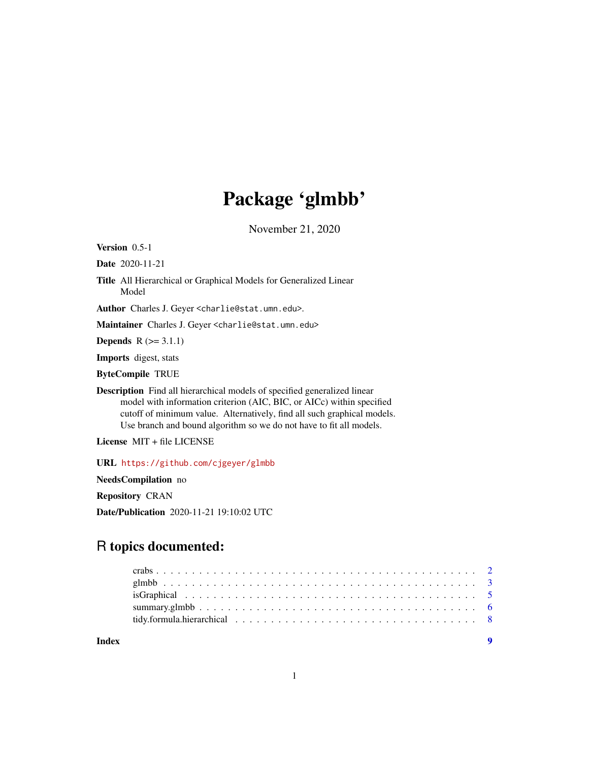# Package 'glmbb'

November 21, 2020

**Version** 0.5-1

**Date** 2020-11-21

**Title** All Hierarchical or Graphical Models for Generalized Linear Model

**Author** Charles J. Geyer <charlie@stat.umn.edu>.

**Maintainer** Charles J. Geyer <charlie@stat.umn.edu>

**Depends** R (>= 3.1.1)

**Imports** digest, stats

**ByteCompile** TRUE

**Description** Find all hierarchical models of specified generalized linear model with information criterion (AIC, BIC, or AICc) within specified cutoff of minimum value. Alternatively, find all such graphical models. Use branch and bound algorithm so we do not have to fit all models.

**License** MIT + file LICENSE

**URL** https://github.com/cjgeyer/glmbb

**NeedsCompilation** no

**Repository** CRAN

**Date/Publication** 2020-11-21 19:10:02 UTC

## R topics documented:

- crabs . . . . . . . . . . . . . . . . . . . . . . . . . . . . . . . . . . . . . . . . . . 2
- glmbb . . . . . . . . . . . . . . . . . . . . . . . . . . . . . . . . . . . . . . . . . . 3
- isGraphical . . . . . . . . . . . . . . . . . . . . . . . . . . . . . . . . . . . . . . . 5
- summary.glmbb . . . . . . . . . . . . . . . . . . . . . . . . . . . . . . . . . . . . . 6
- tidy.formula.hierarchical . . . . . . . . . . . . . . . . . . . . . . . . . . . . . . . . 8

**Index** 9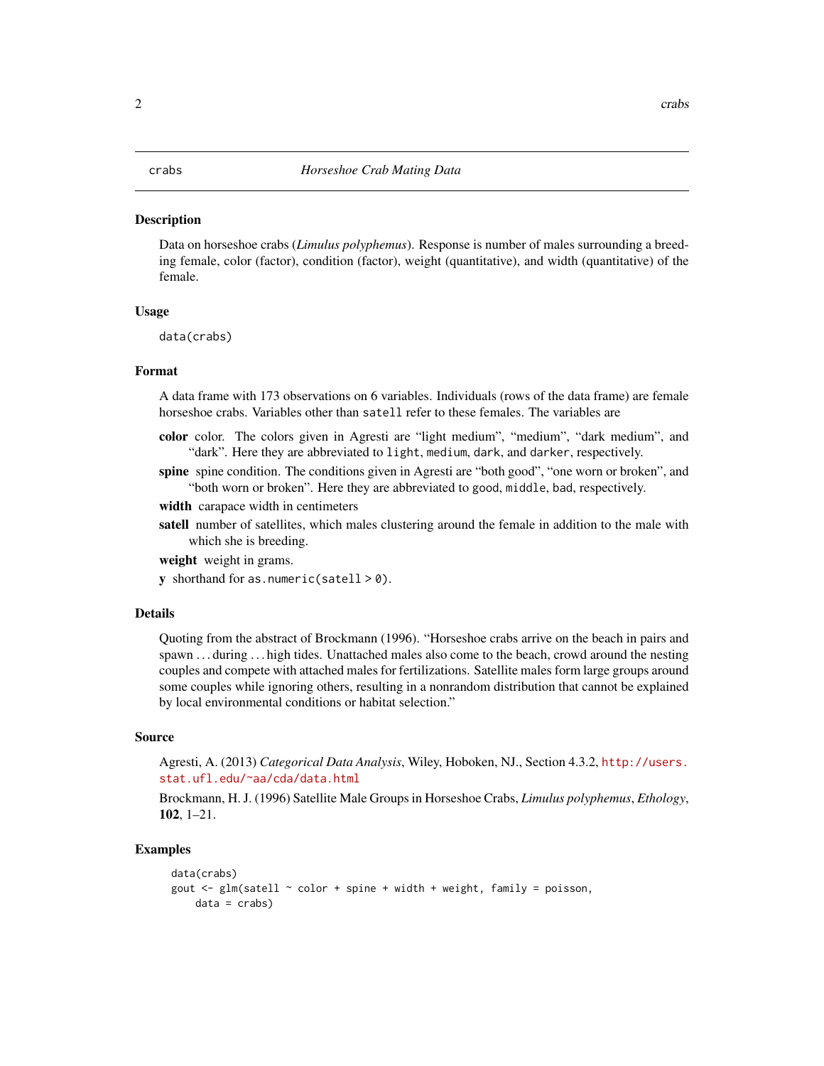crabs — *Horseshoe Crab Mating Data*

## Description

Data on horseshoe crabs (*Limulus polyphemus*). Response is number of males surrounding a breeding female, color (factor), condition (factor), weight (quantitative), and width (quantitative) of the female.

## Usage

```
data(crabs)
```

## Format

A data frame with 173 observations on 6 variables. Individuals (rows of the data frame) are female horseshoe crabs. Variables other than `satell` refer to these females. The variables are

- **color** color. The colors given in Agresti are "light medium", "medium", "dark medium", and "dark". Here they are abbreviated to `light`, `medium`, `dark`, and `darker`, respectively.
- **spine** spine condition. The conditions given in Agresti are "both good", "one worn or broken", and "both worn or broken". Here they are abbreviated to `good`, `middle`, `bad`, respectively.
- **width** carapace width in centimeters
- **satell** number of satellites, which males clustering around the female in addition to the male with which she is breeding.
- **weight** weight in grams.
- **y** shorthand for `as.numeric(satell > 0)`.

## Details

Quoting from the abstract of Brockmann (1996). "Horseshoe crabs arrive on the beach in pairs and spawn ... during ... high tides. Unattached males also come to the beach, crowd around the nesting couples and compete with attached males for fertilizations. Satellite males form large groups around some couples while ignoring others, resulting in a nonrandom distribution that cannot be explained by local environmental conditions or habitat selection."

## Source

Agresti, A. (2013) *Categorical Data Analysis*, Wiley, Hoboken, NJ., Section 4.3.2, http://users.stat.ufl.edu/~aa/cda/data.html

Brockmann, H. J. (1996) Satellite Male Groups in Horseshoe Crabs, *Limulus polyphemus*, *Ethology*, **102**, 1–21.

## Examples

```
data(crabs)
gout <- glm(satell ~ color + spine + width + weight, family = poisson,
    data = crabs)
```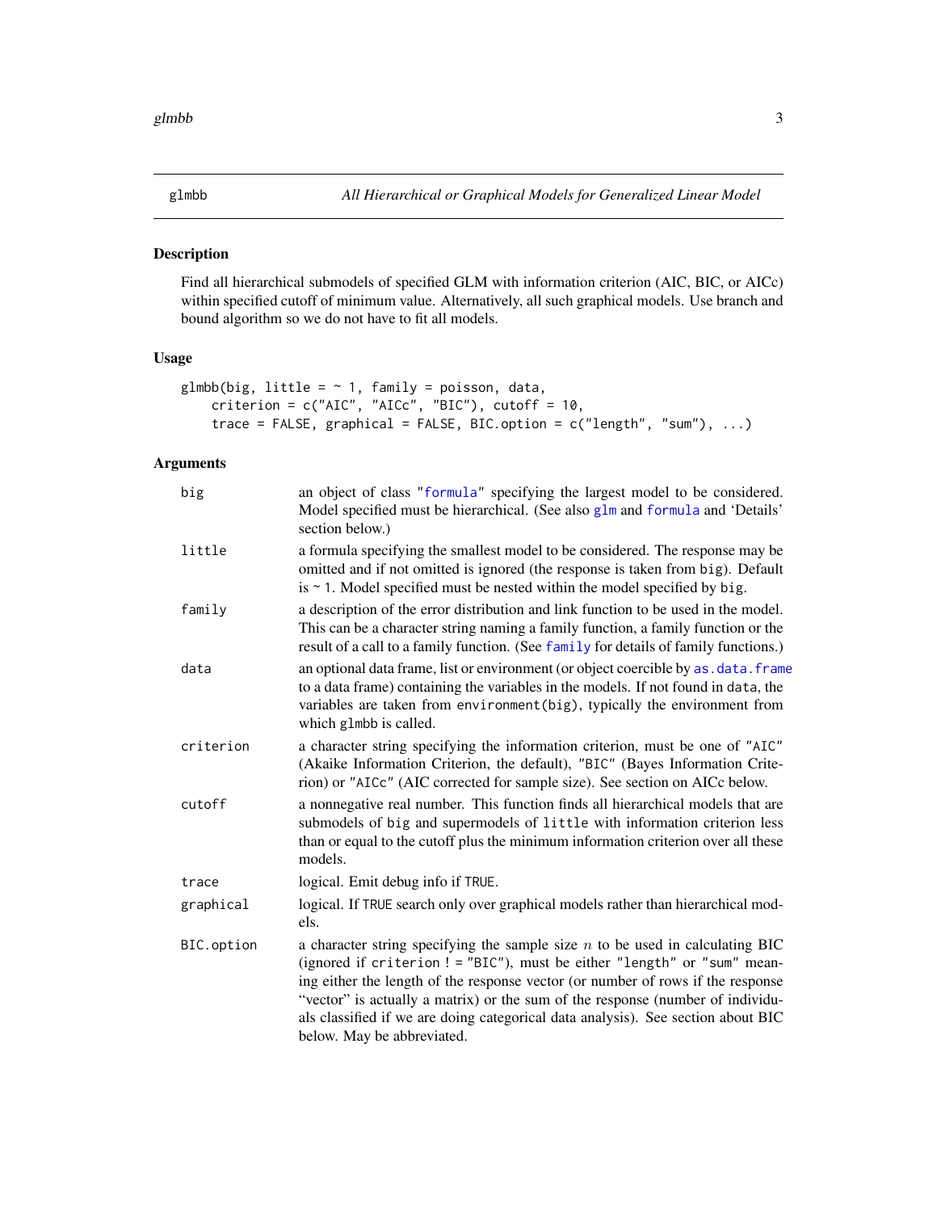## glmbb — *All Hierarchical or Graphical Models for Generalized Linear Model*

### Description

Find all hierarchical submodels of specified GLM with information criterion (AIC, BIC, or AICc) within specified cutoff of minimum value. Alternatively, all such graphical models. Use branch and bound algorithm so we do not have to fit all models.

### Usage

```
glmbb(big, little = ~ 1, family = poisson, data,
    criterion = c("AIC", "AICc", "BIC"), cutoff = 10,
    trace = FALSE, graphical = FALSE, BIC.option = c("length", "sum"), ...)
```

### Arguments

| Argument | Description |
|---|---|
| `big` | an object of class "`formula`" specifying the largest model to be considered. Model specified must be hierarchical. (See also `glm` and `formula` and 'Details' section below.) |
| `little` | a formula specifying the smallest model to be considered. The response may be omitted and if not omitted is ignored (the response is taken from `big`). Default is `~ 1`. Model specified must be nested within the model specified by `big`. |
| `family` | a description of the error distribution and link function to be used in the model. This can be a character string naming a family function, a family function or the result of a call to a family function. (See `family` for details of family functions.) |
| `data` | an optional data frame, list or environment (or object coercible by `as.data.frame` to a data frame) containing the variables in the models. If not found in `data`, the variables are taken from `environment(big)`, typically the environment from which `glmbb` is called. |
| `criterion` | a character string specifying the information criterion, must be one of `"AIC"` (Akaike Information Criterion, the default), `"BIC"` (Bayes Information Criterion) or `"AICc"` (AIC corrected for sample size). See section on AICc below. |
| `cutoff` | a nonnegative real number. This function finds all hierarchical models that are submodels of `big` and supermodels of `little` with information criterion less than or equal to the cutoff plus the minimum information criterion over all these models. |
| `trace` | logical. Emit debug info if `TRUE`. |
| `graphical` | logical. If `TRUE` search only over graphical models rather than hierarchical models. |
| `BIC.option` | a character string specifying the sample size $n$ to be used in calculating BIC (ignored if `criterion != "BIC"`), must be either `"length"` or `"sum"` meaning either the length of the response vector (or number of rows if the response "vector" is actually a matrix) or the sum of the response (number of individuals classified if we are doing categorical data analysis). See section about BIC below. May be abbreviated. |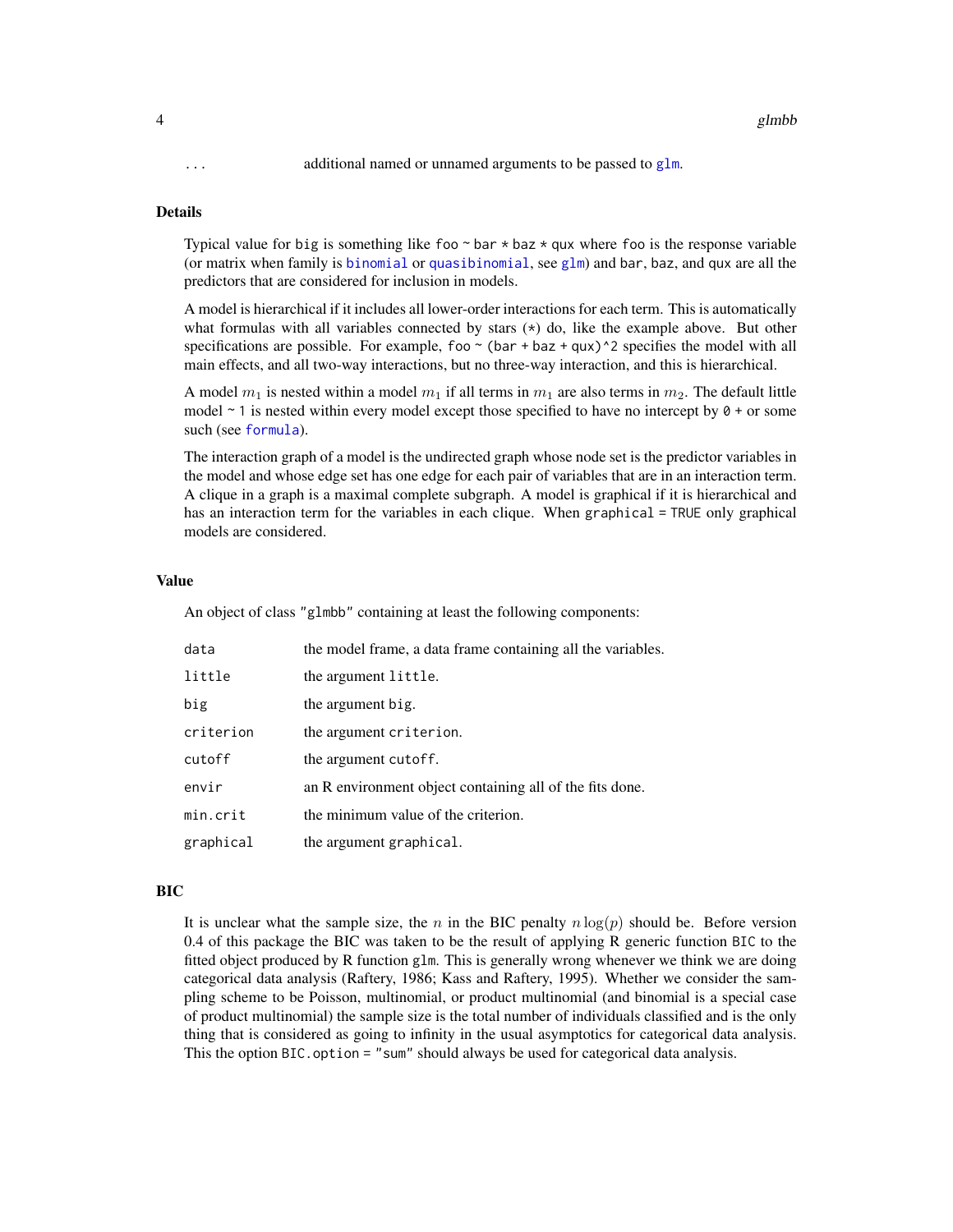| | |
|---|---|
| ... | additional named or unnamed arguments to be passed to glm. |

## Details

Typical value for big is something like `foo ~ bar * baz * qux` where `foo` is the response variable (or matrix when family is binomial or quasibinomial, see glm) and `bar`, `baz`, and `qux` are all the predictors that are considered for inclusion in models.

A model is hierarchical if it includes all lower-order interactions for each term. This is automatically what formulas with all variables connected by stars (*) do, like the example above. But other specifications are possible. For example, `foo ~ (bar + baz + qux)^2` specifies the model with all main effects, and all two-way interactions, but no three-way interaction, and this is hierarchical.

A model $m_1$ is nested within a model $m_1$ if all terms in $m_1$ are also terms in $m_2$. The default little model `~ 1` is nested within every model except those specified to have no intercept by `0 +` or some such (see formula).

The interaction graph of a model is the undirected graph whose node set is the predictor variables in the model and whose edge set has one edge for each pair of variables that are in an interaction term. A clique in a graph is a maximal complete subgraph. A model is graphical if it is hierarchical and has an interaction term for the variables in each clique. When `graphical = TRUE` only graphical models are considered.

## Value

An object of class "glmbb" containing at least the following components:

| | |
|---|---|
| data | the model frame, a data frame containing all the variables. |
| little | the argument little. |
| big | the argument big. |
| criterion | the argument criterion. |
| cutoff | the argument cutoff. |
| envir | an R environment object containing all of the fits done. |
| min.crit | the minimum value of the criterion. |
| graphical | the argument graphical. |

## BIC

It is unclear what the sample size, the $n$ in the BIC penalty $n \log(p)$ should be. Before version 0.4 of this package the BIC was taken to be the result of applying R generic function BIC to the fitted object produced by R function glm. This is generally wrong whenever we think we are doing categorical data analysis (Raftery, 1986; Kass and Raftery, 1995). Whether we consider the sampling scheme to be Poisson, multinomial, or product multinomial (and binomial is a special case of product multinomial) the sample size is the total number of individuals classified and is the only thing that is considered as going to infinity in the usual asymptotics for categorical data analysis. This the option `BIC.option = "sum"` should always be used for categorical data analysis.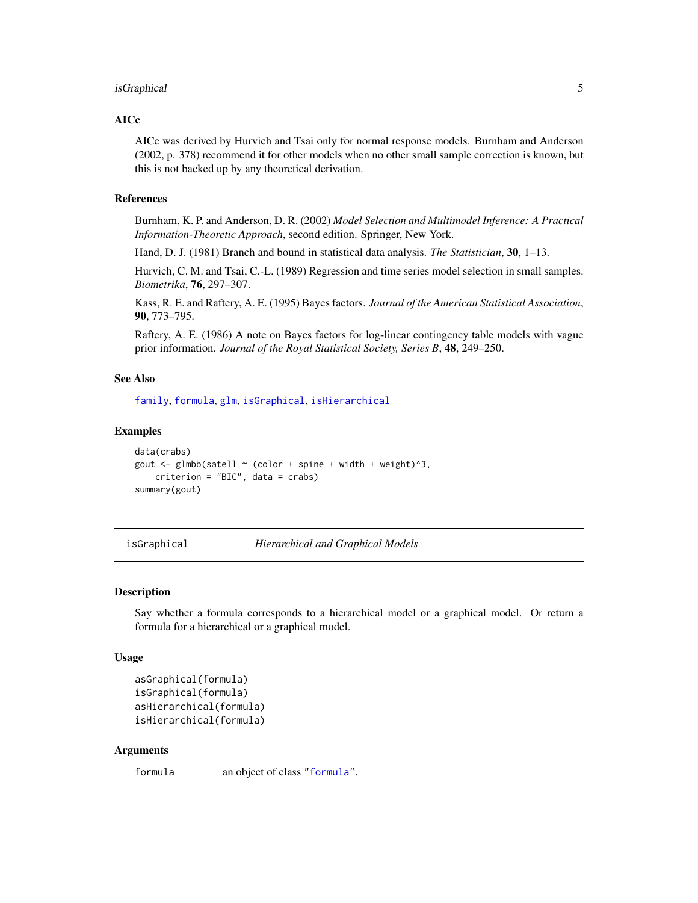### AICc

AICc was derived by Hurvich and Tsai only for normal response models. Burnham and Anderson (2002, p. 378) recommend it for other models when no other small sample correction is known, but this is not backed up by any theoretical derivation.

### References

Burnham, K. P. and Anderson, D. R. (2002) *Model Selection and Multimodel Inference: A Practical Information-Theoretic Approach*, second edition. Springer, New York.

Hand, D. J. (1981) Branch and bound in statistical data analysis. *The Statistician*, **30**, 1–13.

Hurvich, C. M. and Tsai, C.-L. (1989) Regression and time series model selection in small samples. *Biometrika*, **76**, 297–307.

Kass, R. E. and Raftery, A. E. (1995) Bayes factors. *Journal of the American Statistical Association*, **90**, 773–795.

Raftery, A. E. (1986) A note on Bayes factors for log-linear contingency table models with vague prior information. *Journal of the Royal Statistical Society, Series B*, **48**, 249–250.

### See Also

`family`, `formula`, `glm`, `isGraphical`, `isHierarchical`

### Examples

```
data(crabs)
gout <- glmbb(satell ~ (color + spine + width + weight)^3,
    criterion = "BIC", data = crabs)
summary(gout)
```

---

## isGraphical — *Hierarchical and Graphical Models*

### Description

Say whether a formula corresponds to a hierarchical model or a graphical model. Or return a formula for a hierarchical or a graphical model.

### Usage

```
asGraphical(formula)
isGraphical(formula)
asHierarchical(formula)
isHierarchical(formula)
```

### Arguments

| | |
|---|---|
| `formula` | an object of class "`formula`". |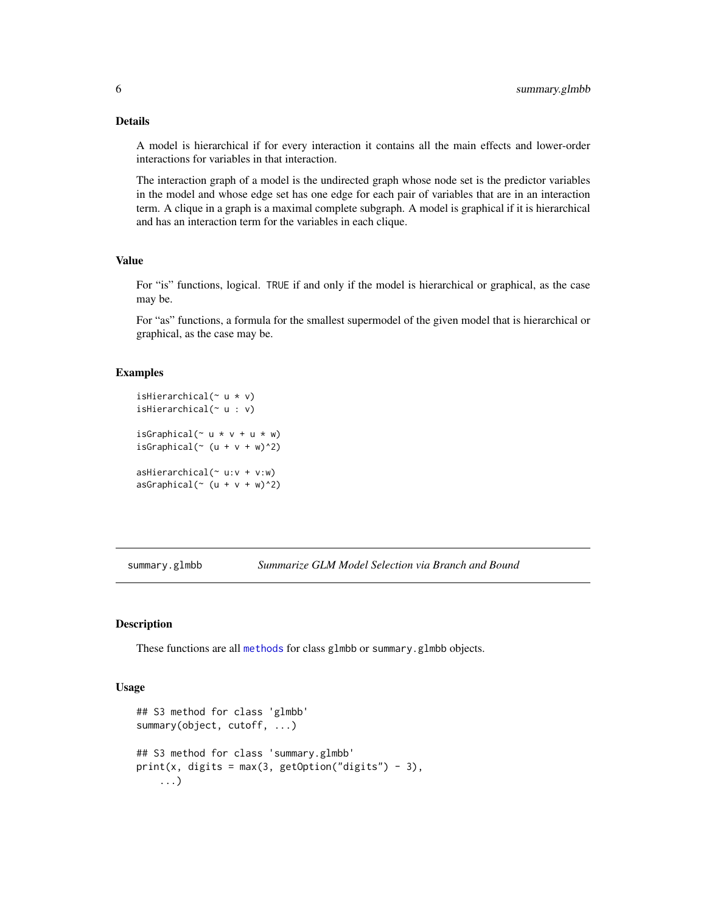### Details

A model is hierarchical if for every interaction it contains all the main effects and lower-order interactions for variables in that interaction.

The interaction graph of a model is the undirected graph whose node set is the predictor variables in the model and whose edge set has one edge for each pair of variables that are in an interaction term. A clique in a graph is a maximal complete subgraph. A model is graphical if it is hierarchical and has an interaction term for the variables in each clique.

### Value

For "is" functions, logical. TRUE if and only if the model is hierarchical or graphical, as the case may be.

For "as" functions, a formula for the smallest supermodel of the given model that is hierarchical or graphical, as the case may be.

### Examples

```
isHierarchical(~ u * v)
isHierarchical(~ u : v)

isGraphical(~ u * v + u * w)
isGraphical(~ (u + v + w)^2)

asHierarchical(~ u:v + v:w)
asGraphical(~ (u + v + w)^2)
```

---

## summary.glmbb — *Summarize GLM Model Selection via Branch and Bound*

### Description

These functions are all methods for class glmbb or summary.glmbb objects.

### Usage

```
## S3 method for class 'glmbb'
summary(object, cutoff, ...)

## S3 method for class 'summary.glmbb'
print(x, digits = max(3, getOption("digits") - 3),
    ...)
```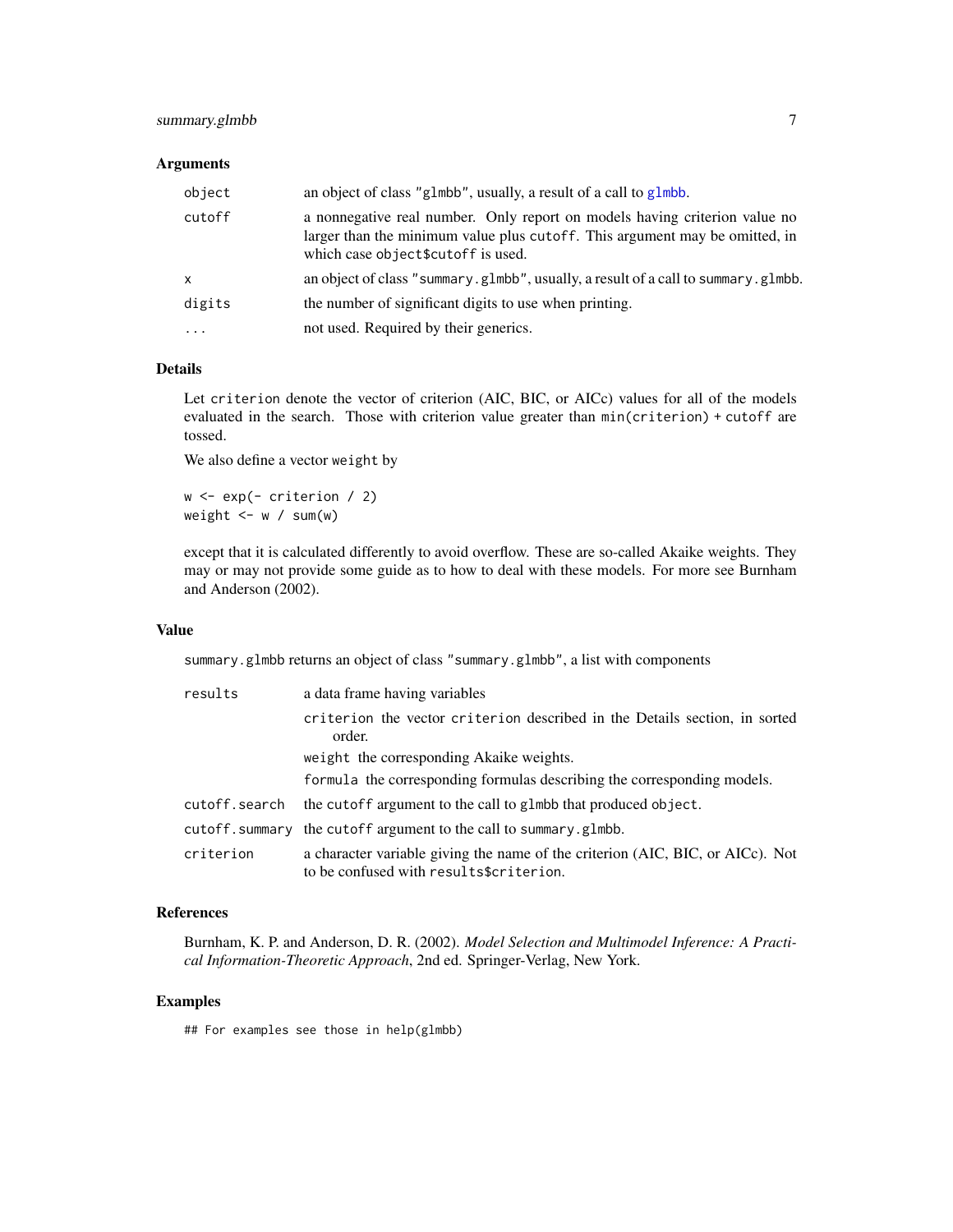### Arguments

| | |
|---|---|
| `object` | an object of class `"glmbb"`, usually, a result of a call to `glmbb`. |
| `cutoff` | a nonnegative real number. Only report on models having criterion value no larger than the minimum value plus `cutoff`. This argument may be omitted, in which case `object$cutoff` is used. |
| `x` | an object of class `"summary.glmbb"`, usually, a result of a call to `summary.glmbb`. |
| `digits` | the number of significant digits to use when printing. |
| `...` | not used. Required by their generics. |

### Details

Let `criterion` denote the vector of criterion (AIC, BIC, or AICc) values for all of the models evaluated in the search. Those with criterion value greater than `min(criterion) + cutoff` are tossed.

We also define a vector `weight` by

```
w <- exp(- criterion / 2)
weight <- w / sum(w)
```

except that it is calculated differently to avoid overflow. These are so-called Akaike weights. They may or may not provide some guide as to how to deal with these models. For more see Burnham and Anderson (2002).

### Value

`summary.glmbb` returns an object of class `"summary.glmbb"`, a list with components

| | |
|---|---|
| `results` | a data frame having variables |
| | `criterion` the vector `criterion` described in the Details section, in sorted order. |
| | `weight` the corresponding Akaike weights. |
| | `formula` the corresponding formulas describing the corresponding models. |
| `cutoff.search` | the `cutoff` argument to the call to `glmbb` that produced `object`. |
| `cutoff.summary` | the `cutoff` argument to the call to `summary.glmbb`. |
| `criterion` | a character variable giving the name of the criterion (AIC, BIC, or AICc). Not to be confused with `results$criterion`. |

### References

Burnham, K. P. and Anderson, D. R. (2002). *Model Selection and Multimodel Inference: A Practical Information-Theoretic Approach*, 2nd ed. Springer-Verlag, New York.

### Examples

```
## For examples see those in help(glmbb)
```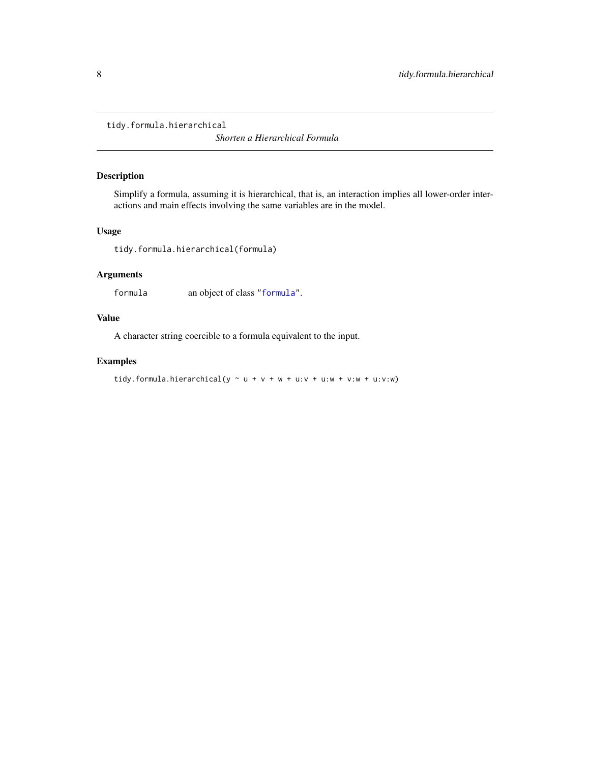## tidy.formula.hierarchical

*Shorten a Hierarchical Formula*

### Description

Simplify a formula, assuming it is hierarchical, that is, an interaction implies all lower-order interactions and main effects involving the same variables are in the model.

### Usage

```
tidy.formula.hierarchical(formula)
```

### Arguments

| | |
|---|---|
| `formula` | an object of class "`formula`". |

### Value

A character string coercible to a formula equivalent to the input.

### Examples

```
tidy.formula.hierarchical(y ~ u + v + w + u:v + u:w + v:w + u:v:w)
```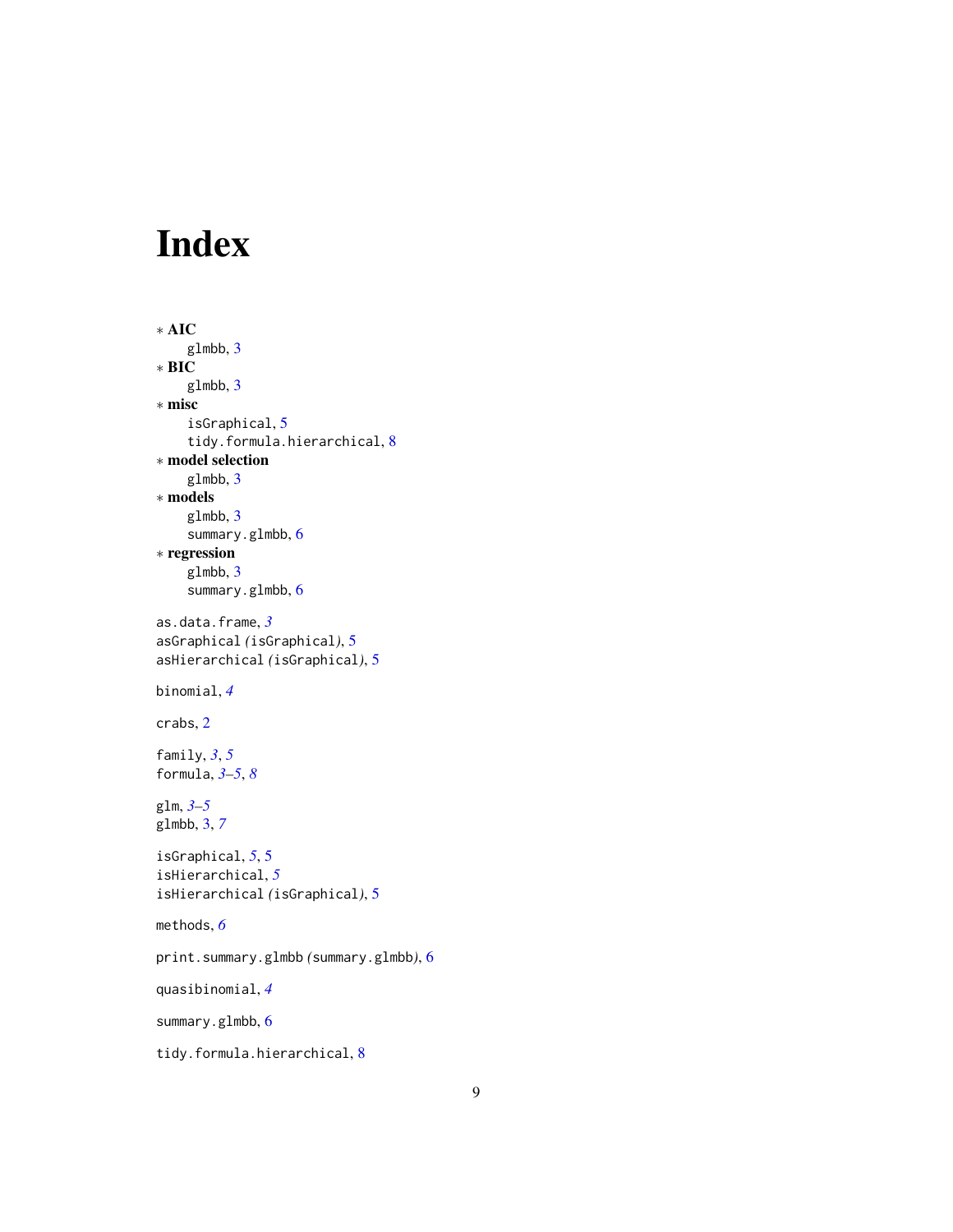# Index

∗ **AIC**
    glmbb, 3
∗ **BIC**
    glmbb, 3
∗ **misc**
    isGraphical, 5
    tidy.formula.hierarchical, 8
∗ **model selection**
    glmbb, 3
∗ **models**
    glmbb, 3
    summary.glmbb, 6
∗ **regression**
    glmbb, 3
    summary.glmbb, 6

as.data.frame, *3*
asGraphical *(*isGraphical*)*, 5
asHierarchical *(*isGraphical*)*, 5

binomial, *4*

crabs, 2

family, *3*, *5*
formula, *3–5*, *8*

glm, *3–5*
glmbb, 3, *7*

isGraphical, *5*, 5
isHierarchical, *5*
isHierarchical *(*isGraphical*)*, 5

methods, *6*

print.summary.glmbb *(*summary.glmbb*)*, 6

quasibinomial, *4*

summary.glmbb, 6

tidy.formula.hierarchical, 8